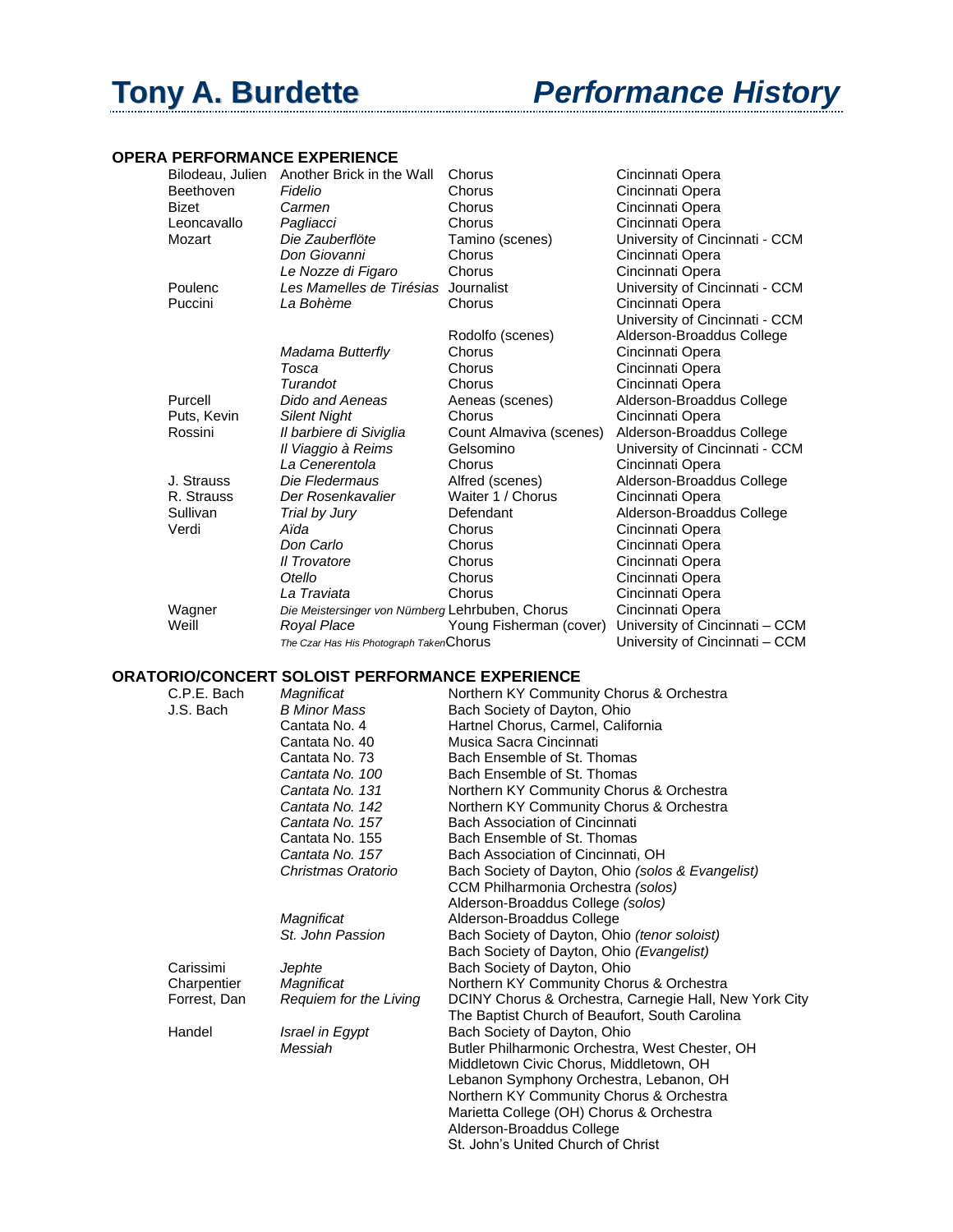# Tony A. Burdette *Performance History*

## OPERA PERFORMANCE EXPERIENCE

| Composer | Work | Role | Company |
|---|---|---|---|
| Bilodeau, Julien | Another Brick in the Wall | Chorus | Cincinnati Opera |
| Beethoven | *Fidelio* | Chorus | Cincinnati Opera |
| Bizet | *Carmen* | Chorus | Cincinnati Opera |
| Leoncavallo | *Pagliacci* | Chorus | Cincinnati Opera |
| Mozart | *Die Zauberflöte* | Tamino (scenes) | University of Cincinnati - CCM |
| | *Don Giovanni* | Chorus | Cincinnati Opera |
| | *Le Nozze di Figaro* | Chorus | Cincinnati Opera |
| Poulenc | *Les Mamelles de Tirésias* | Journalist | University of Cincinnati - CCM |
| Puccini | *La Bohème* | Chorus | Cincinnati Opera |
| | | | University of Cincinnati - CCM |
| | | Rodolfo (scenes) | Alderson-Broaddus College |
| | *Madama Butterfly* | Chorus | Cincinnati Opera |
| | *Tosca* | Chorus | Cincinnati Opera |
| | *Turandot* | Chorus | Cincinnati Opera |
| Purcell | *Dido and Aeneas* | Aeneas (scenes) | Alderson-Broaddus College |
| Puts, Kevin | *Silent Night* | Chorus | Cincinnati Opera |
| Rossini | *Il barbiere di Siviglia* | Count Almaviva (scenes) | Alderson-Broaddus College |
| | *Il Viaggio à Reims* | Gelsomino | University of Cincinnati - CCM |
| | *La Cenerentola* | Chorus | Cincinnati Opera |
| J. Strauss | *Die Fledermaus* | Alfred (scenes) | Alderson-Broaddus College |
| R. Strauss | *Der Rosenkavalier* | Waiter 1 / Chorus | Cincinnati Opera |
| Sullivan | *Trial by Jury* | Defendant | Alderson-Broaddus College |
| Verdi | *Aïda* | Chorus | Cincinnati Opera |
| | *Don Carlo* | Chorus | Cincinnati Opera |
| | *Il Trovatore* | Chorus | Cincinnati Opera |
| | *Otello* | Chorus | Cincinnati Opera |
| | *La Traviata* | Chorus | Cincinnati Opera |
| Wagner | *Die Meistersinger von Nürnberg* | Lehrbuben, Chorus | Cincinnati Opera |
| Weill | *Royal Place* | Young Fisherman (cover) | University of Cincinnati – CCM |
| | *The Czar Has His Photograph Taken* | Chorus | University of Cincinnati – CCM |

## ORATORIO/CONCERT SOLOIST PERFORMANCE EXPERIENCE

| Composer | Work | Organization |
|---|---|---|
| C.P.E. Bach | *Magnificat* | Northern KY Community Chorus & Orchestra |
| J.S. Bach | *B Minor Mass* | Bach Society of Dayton, Ohio |
| | Cantata No. 4 | Hartnel Chorus, Carmel, California |
| | Cantata No. 40 | Musica Sacra Cincinnati |
| | Cantata No. 73 | Bach Ensemble of St. Thomas |
| | *Cantata No. 100* | Bach Ensemble of St. Thomas |
| | *Cantata No. 131* | Northern KY Community Chorus & Orchestra |
| | *Cantata No. 142* | Northern KY Community Chorus & Orchestra |
| | *Cantata No. 157* | Bach Association of Cincinnati |
| | Cantata No. 155 | Bach Ensemble of St. Thomas |
| | *Cantata No. 157* | Bach Association of Cincinnati, OH |
| | *Christmas Oratorio* | Bach Society of Dayton, Ohio *(solos & Evangelist)* |
| | | CCM Philharmonia Orchestra *(solos)* |
| | | Alderson-Broaddus College *(solos)* |
| | *Magnificat* | Alderson-Broaddus College |
| | *St. John Passion* | Bach Society of Dayton, Ohio *(tenor soloist)* |
| | | Bach Society of Dayton, Ohio *(Evangelist)* |
| Carissimi | *Jephte* | Bach Society of Dayton, Ohio |
| Charpentier | *Magnificat* | Northern KY Community Chorus & Orchestra |
| Forrest, Dan | *Requiem for the Living* | DCINY Chorus & Orchestra, Carnegie Hall, New York City |
| | | The Baptist Church of Beaufort, South Carolina |
| Handel | *Israel in Egypt* | Bach Society of Dayton, Ohio |
| | *Messiah* | Butler Philharmonic Orchestra, West Chester, OH |
| | | Middletown Civic Chorus, Middletown, OH |
| | | Lebanon Symphony Orchestra, Lebanon, OH |
| | | Northern KY Community Chorus & Orchestra |
| | | Marietta College (OH) Chorus & Orchestra |
| | | Alderson-Broaddus College |
| | | St. John's United Church of Christ |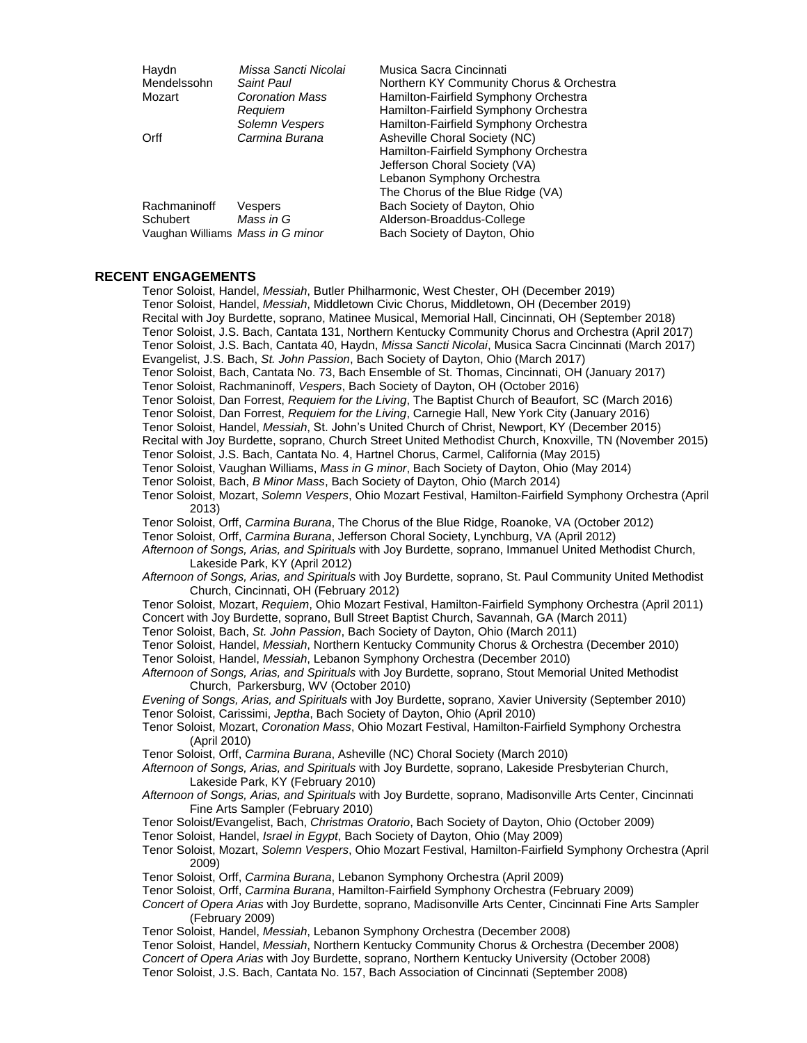| | | |
|---|---|---|
| Haydn | *Missa Sancti Nicolai* | Musica Sacra Cincinnati |
| Mendelssohn | *Saint Paul* | Northern KY Community Chorus & Orchestra |
| Mozart | *Coronation Mass* | Hamilton-Fairfield Symphony Orchestra |
| | *Requiem* | Hamilton-Fairfield Symphony Orchestra |
| | *Solemn Vespers* | Hamilton-Fairfield Symphony Orchestra |
| Orff | *Carmina Burana* | Asheville Choral Society (NC) |
| | | Hamilton-Fairfield Symphony Orchestra |
| | | Jefferson Choral Society (VA) |
| | | Lebanon Symphony Orchestra |
| | | The Chorus of the Blue Ridge (VA) |
| Rachmaninoff | Vespers | Bach Society of Dayton, Ohio |
| Schubert | *Mass in G* | Alderson-Broaddus-College |
| Vaughan Williams | *Mass in G minor* | Bach Society of Dayton, Ohio |

## RECENT ENGAGEMENTS

Tenor Soloist, Handel, *Messiah*, Butler Philharmonic, West Chester, OH (December 2019)
Tenor Soloist, Handel, *Messiah*, Middletown Civic Chorus, Middletown, OH (December 2019)
Recital with Joy Burdette, soprano, Matinee Musical, Memorial Hall, Cincinnati, OH (September 2018)
Tenor Soloist, J.S. Bach, Cantata 131, Northern Kentucky Community Chorus and Orchestra (April 2017)
Tenor Soloist, J.S. Bach, Cantata 40, Haydn, *Missa Sancti Nicolai*, Musica Sacra Cincinnati (March 2017)
Evangelist, J.S. Bach, *St. John Passion*, Bach Society of Dayton, Ohio (March 2017)
Tenor Soloist, Bach, Cantata No. 73, Bach Ensemble of St. Thomas, Cincinnati, OH (January 2017)
Tenor Soloist, Rachmaninoff, *Vespers*, Bach Society of Dayton, OH (October 2016)
Tenor Soloist, Dan Forrest, *Requiem for the Living*, The Baptist Church of Beaufort, SC (March 2016)
Tenor Soloist, Dan Forrest, *Requiem for the Living*, Carnegie Hall, New York City (January 2016)
Tenor Soloist, Handel, *Messiah*, St. John's United Church of Christ, Newport, KY (December 2015)
Recital with Joy Burdette, soprano, Church Street United Methodist Church, Knoxville, TN (November 2015)
Tenor Soloist, J.S. Bach, Cantata No. 4, Hartnel Chorus, Carmel, California (May 2015)
Tenor Soloist, Vaughan Williams, *Mass in G minor*, Bach Society of Dayton, Ohio (May 2014)
Tenor Soloist, Bach, *B Minor Mass*, Bach Society of Dayton, Ohio (March 2014)
Tenor Soloist, Mozart, *Solemn Vespers*, Ohio Mozart Festival, Hamilton-Fairfield Symphony Orchestra (April 2013)
Tenor Soloist, Orff, *Carmina Burana*, The Chorus of the Blue Ridge, Roanoke, VA (October 2012)
Tenor Soloist, Orff, *Carmina Burana*, Jefferson Choral Society, Lynchburg, VA (April 2012)
*Afternoon of Songs, Arias, and Spirituals* with Joy Burdette, soprano, Immanuel United Methodist Church, Lakeside Park, KY (April 2012)
*Afternoon of Songs, Arias, and Spirituals* with Joy Burdette, soprano, St. Paul Community United Methodist Church, Cincinnati, OH (February 2012)
Tenor Soloist, Mozart, *Requiem*, Ohio Mozart Festival, Hamilton-Fairfield Symphony Orchestra (April 2011)
Concert with Joy Burdette, soprano, Bull Street Baptist Church, Savannah, GA (March 2011)
Tenor Soloist, Bach, *St. John Passion*, Bach Society of Dayton, Ohio (March 2011)
Tenor Soloist, Handel, *Messiah*, Northern Kentucky Community Chorus & Orchestra (December 2010)
Tenor Soloist, Handel, *Messiah*, Lebanon Symphony Orchestra (December 2010)
*Afternoon of Songs, Arias, and Spirituals* with Joy Burdette, soprano, Stout Memorial United Methodist Church, Parkersburg, WV (October 2010)
*Evening of Songs, Arias, and Spirituals* with Joy Burdette, soprano, Xavier University (September 2010)
Tenor Soloist, Carissimi, *Jeptha*, Bach Society of Dayton, Ohio (April 2010)
Tenor Soloist, Mozart, *Coronation Mass*, Ohio Mozart Festival, Hamilton-Fairfield Symphony Orchestra (April 2010)
Tenor Soloist, Orff, *Carmina Burana*, Asheville (NC) Choral Society (March 2010)
*Afternoon of Songs, Arias, and Spirituals* with Joy Burdette, soprano, Lakeside Presbyterian Church, Lakeside Park, KY (February 2010)
*Afternoon of Songs, Arias, and Spirituals* with Joy Burdette, soprano, Madisonville Arts Center, Cincinnati Fine Arts Sampler (February 2010)
Tenor Soloist/Evangelist, Bach, *Christmas Oratorio*, Bach Society of Dayton, Ohio (October 2009)
Tenor Soloist, Handel, *Israel in Egypt*, Bach Society of Dayton, Ohio (May 2009)
Tenor Soloist, Mozart, *Solemn Vespers*, Ohio Mozart Festival, Hamilton-Fairfield Symphony Orchestra (April 2009)
Tenor Soloist, Orff, *Carmina Burana*, Lebanon Symphony Orchestra (April 2009)
Tenor Soloist, Orff, *Carmina Burana*, Hamilton-Fairfield Symphony Orchestra (February 2009)
*Concert of Opera Arias* with Joy Burdette, soprano, Madisonville Arts Center, Cincinnati Fine Arts Sampler (February 2009)
Tenor Soloist, Handel, *Messiah*, Lebanon Symphony Orchestra (December 2008)
Tenor Soloist, Handel, *Messiah*, Northern Kentucky Community Chorus & Orchestra (December 2008)
*Concert of Opera Arias* with Joy Burdette, soprano, Northern Kentucky University (October 2008)
Tenor Soloist, J.S. Bach, Cantata No. 157, Bach Association of Cincinnati (September 2008)